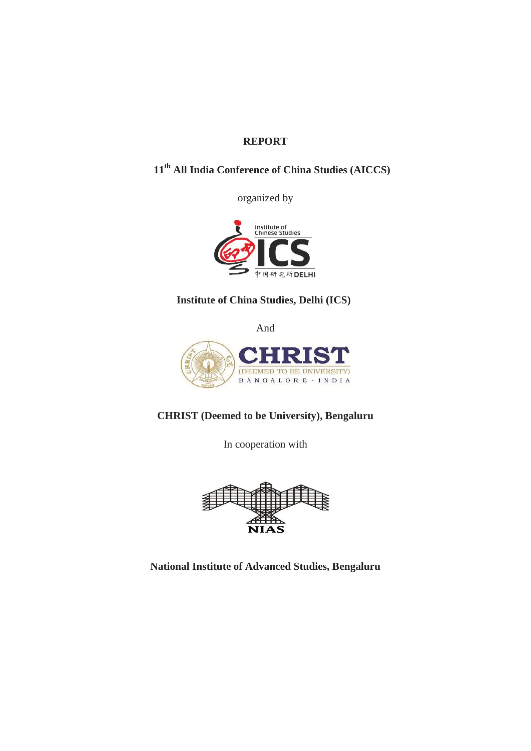**REPORT**

**11th All India Conference of China Studies (AICCS)**

organized by

**Institute of China Studies, Delhi (ICS)**

And

**CHRIST (Deemed to be University), Bengaluru**

In cooperation with

**National Institute of Advanced Studies, Bengaluru**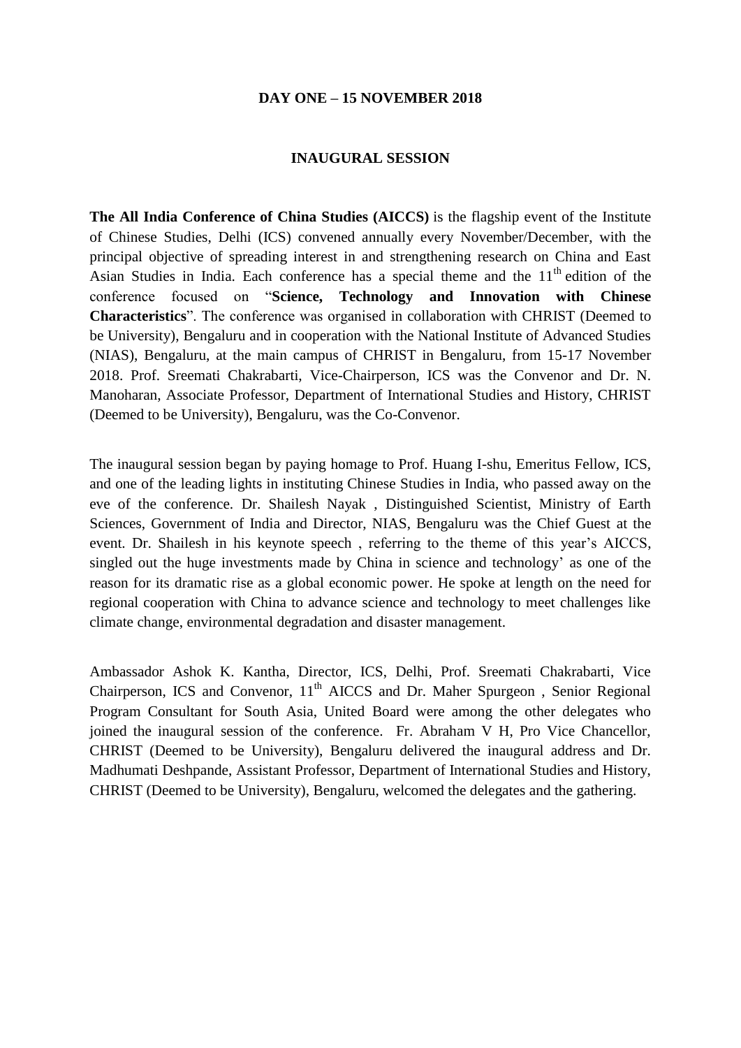## DAY ONE – 15 NOVEMBER 2018

### INAUGURAL SESSION

**The All India Conference of China Studies (AICCS)** is the flagship event of the Institute of Chinese Studies, Delhi (ICS) convened annually every November/December, with the principal objective of spreading interest in and strengthening research on China and East Asian Studies in India. Each conference has a special theme and the 11th edition of the conference focused on "**Science, Technology and Innovation with Chinese Characteristics**". The conference was organised in collaboration with CHRIST (Deemed to be University), Bengaluru and in cooperation with the National Institute of Advanced Studies (NIAS), Bengaluru, at the main campus of CHRIST in Bengaluru, from 15-17 November 2018. Prof. Sreemati Chakrabarti, Vice-Chairperson, ICS was the Convenor and Dr. N. Manoharan, Associate Professor, Department of International Studies and History, CHRIST (Deemed to be University), Bengaluru, was the Co-Convenor.

The inaugural session began by paying homage to Prof. Huang I-shu, Emeritus Fellow, ICS, and one of the leading lights in instituting Chinese Studies in India, who passed away on the eve of the conference. Dr. Shailesh Nayak , Distinguished Scientist, Ministry of Earth Sciences, Government of India and Director, NIAS, Bengaluru was the Chief Guest at the event. Dr. Shailesh in his keynote speech , referring to the theme of this year's AICCS, singled out the huge investments made by China in science and technology' as one of the reason for its dramatic rise as a global economic power. He spoke at length on the need for regional cooperation with China to advance science and technology to meet challenges like climate change, environmental degradation and disaster management.

Ambassador Ashok K. Kantha, Director, ICS, Delhi, Prof. Sreemati Chakrabarti, Vice Chairperson, ICS and Convenor, 11th AICCS and Dr. Maher Spurgeon , Senior Regional Program Consultant for South Asia, United Board were among the other delegates who joined the inaugural session of the conference. Fr. Abraham V H, Pro Vice Chancellor, CHRIST (Deemed to be University), Bengaluru delivered the inaugural address and Dr. Madhumati Deshpande, Assistant Professor, Department of International Studies and History, CHRIST (Deemed to be University), Bengaluru, welcomed the delegates and the gathering.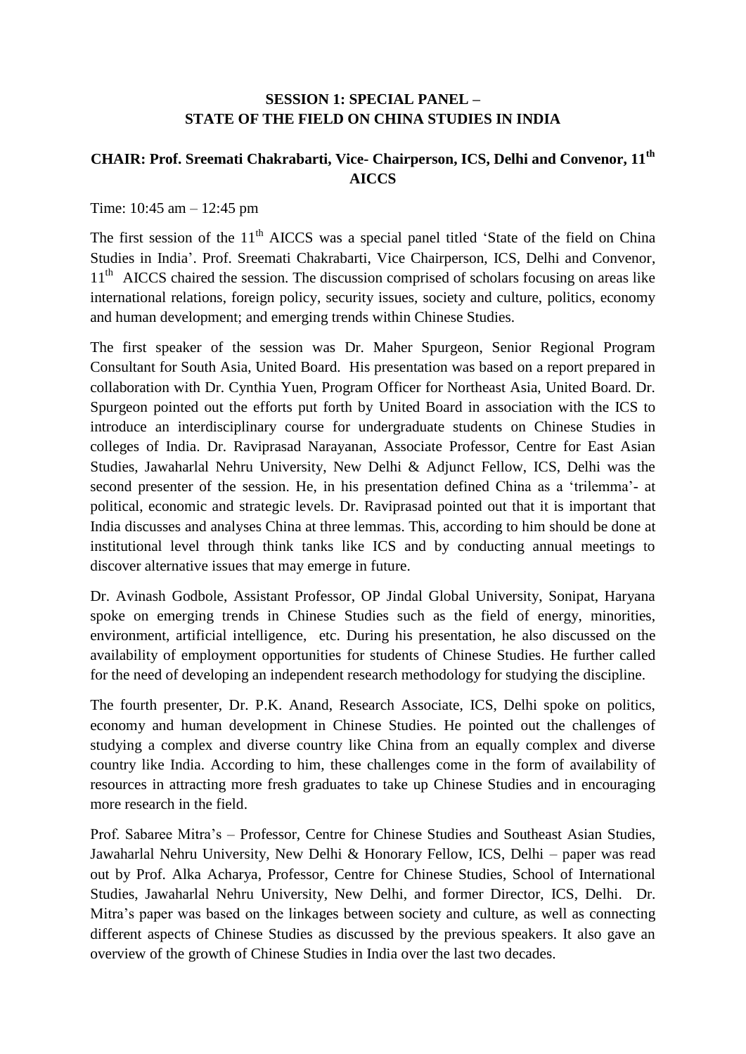## SESSION 1: SPECIAL PANEL – STATE OF THE FIELD ON CHINA STUDIES IN INDIA

### CHAIR: Prof. Sreemati Chakrabarti, Vice- Chairperson, ICS, Delhi and Convenor, 11th AICCS

Time: 10:45 am – 12:45 pm

The first session of the 11th AICCS was a special panel titled 'State of the field on China Studies in India'. Prof. Sreemati Chakrabarti, Vice Chairperson, ICS, Delhi and Convenor, 11th AICCS chaired the session. The discussion comprised of scholars focusing on areas like international relations, foreign policy, security issues, society and culture, politics, economy and human development; and emerging trends within Chinese Studies.

The first speaker of the session was Dr. Maher Spurgeon, Senior Regional Program Consultant for South Asia, United Board. His presentation was based on a report prepared in collaboration with Dr. Cynthia Yuen, Program Officer for Northeast Asia, United Board. Dr. Spurgeon pointed out the efforts put forth by United Board in association with the ICS to introduce an interdisciplinary course for undergraduate students on Chinese Studies in colleges of India. Dr. Raviprasad Narayanan, Associate Professor, Centre for East Asian Studies, Jawaharlal Nehru University, New Delhi & Adjunct Fellow, ICS, Delhi was the second presenter of the session. He, in his presentation defined China as a 'trilemma'- at political, economic and strategic levels. Dr. Raviprasad pointed out that it is important that India discusses and analyses China at three lemmas. This, according to him should be done at institutional level through think tanks like ICS and by conducting annual meetings to discover alternative issues that may emerge in future.

Dr. Avinash Godbole, Assistant Professor, OP Jindal Global University, Sonipat, Haryana spoke on emerging trends in Chinese Studies such as the field of energy, minorities, environment, artificial intelligence, etc. During his presentation, he also discussed on the availability of employment opportunities for students of Chinese Studies. He further called for the need of developing an independent research methodology for studying the discipline.

The fourth presenter, Dr. P.K. Anand, Research Associate, ICS, Delhi spoke on politics, economy and human development in Chinese Studies. He pointed out the challenges of studying a complex and diverse country like China from an equally complex and diverse country like India. According to him, these challenges come in the form of availability of resources in attracting more fresh graduates to take up Chinese Studies and in encouraging more research in the field.

Prof. Sabaree Mitra's – Professor, Centre for Chinese Studies and Southeast Asian Studies, Jawaharlal Nehru University, New Delhi & Honorary Fellow, ICS, Delhi – paper was read out by Prof. Alka Acharya, Professor, Centre for Chinese Studies, School of International Studies, Jawaharlal Nehru University, New Delhi, and former Director, ICS, Delhi. Dr. Mitra's paper was based on the linkages between society and culture, as well as connecting different aspects of Chinese Studies as discussed by the previous speakers. It also gave an overview of the growth of Chinese Studies in India over the last two decades.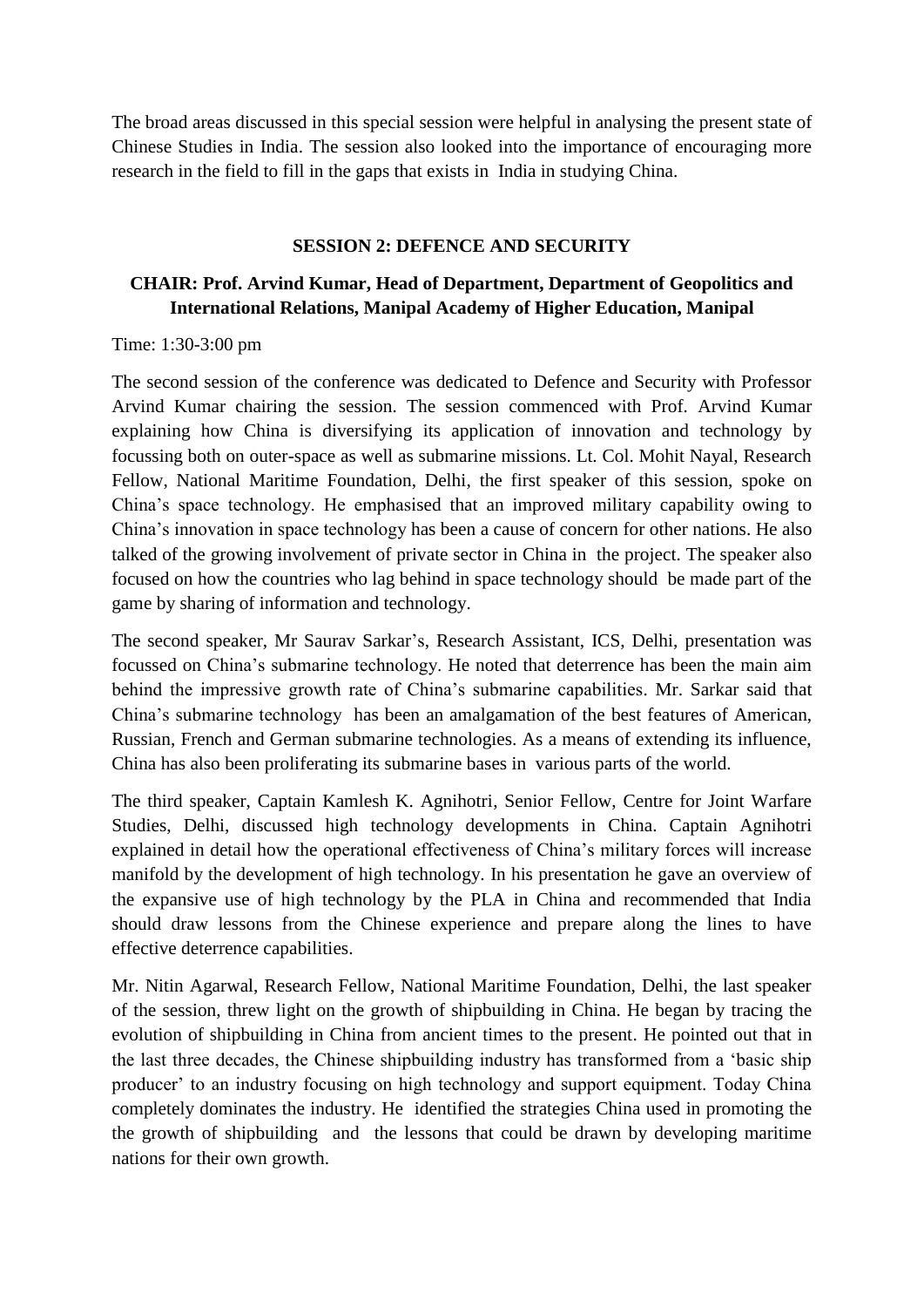The broad areas discussed in this special session were helpful in analysing the present state of Chinese Studies in India. The session also looked into the importance of encouraging more research in the field to fill in the gaps that exists in India in studying China.

## SESSION 2: DEFENCE AND SECURITY

### CHAIR: Prof. Arvind Kumar, Head of Department, Department of Geopolitics and International Relations, Manipal Academy of Higher Education, Manipal

Time: 1:30-3:00 pm

The second session of the conference was dedicated to Defence and Security with Professor Arvind Kumar chairing the session. The session commenced with Prof. Arvind Kumar explaining how China is diversifying its application of innovation and technology by focussing both on outer-space as well as submarine missions. Lt. Col. Mohit Nayal, Research Fellow, National Maritime Foundation, Delhi, the first speaker of this session, spoke on China's space technology. He emphasised that an improved military capability owing to China's innovation in space technology has been a cause of concern for other nations. He also talked of the growing involvement of private sector in China in the project. The speaker also focused on how the countries who lag behind in space technology should be made part of the game by sharing of information and technology.

The second speaker, Mr Saurav Sarkar's, Research Assistant, ICS, Delhi, presentation was focussed on China's submarine technology. He noted that deterrence has been the main aim behind the impressive growth rate of China's submarine capabilities. Mr. Sarkar said that China's submarine technology has been an amalgamation of the best features of American, Russian, French and German submarine technologies. As a means of extending its influence, China has also been proliferating its submarine bases in various parts of the world.

The third speaker, Captain Kamlesh K. Agnihotri, Senior Fellow, Centre for Joint Warfare Studies, Delhi, discussed high technology developments in China. Captain Agnihotri explained in detail how the operational effectiveness of China's military forces will increase manifold by the development of high technology. In his presentation he gave an overview of the expansive use of high technology by the PLA in China and recommended that India should draw lessons from the Chinese experience and prepare along the lines to have effective deterrence capabilities.

Mr. Nitin Agarwal, Research Fellow, National Maritime Foundation, Delhi, the last speaker of the session, threw light on the growth of shipbuilding in China. He began by tracing the evolution of shipbuilding in China from ancient times to the present. He pointed out that in the last three decades, the Chinese shipbuilding industry has transformed from a 'basic ship producer' to an industry focusing on high technology and support equipment. Today China completely dominates the industry. He identified the strategies China used in promoting the the growth of shipbuilding and the lessons that could be drawn by developing maritime nations for their own growth.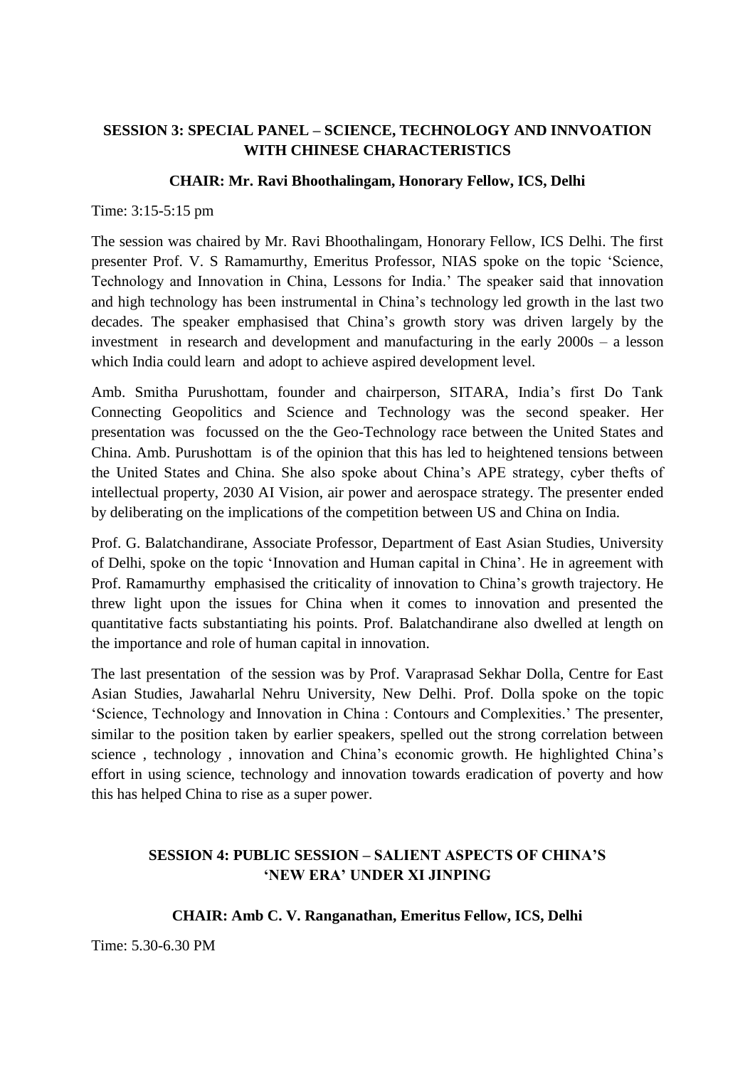## SESSION 3: SPECIAL PANEL – SCIENCE, TECHNOLOGY AND INNVOATION WITH CHINESE CHARACTERISTICS

### CHAIR: Mr. Ravi Bhoothalingam, Honorary Fellow, ICS, Delhi

Time: 3:15-5:15 pm

The session was chaired by Mr. Ravi Bhoothalingam, Honorary Fellow, ICS Delhi. The first presenter Prof. V. S Ramamurthy, Emeritus Professor, NIAS spoke on the topic 'Science, Technology and Innovation in China, Lessons for India.' The speaker said that innovation and high technology has been instrumental in China's technology led growth in the last two decades. The speaker emphasised that China's growth story was driven largely by the investment in research and development and manufacturing in the early 2000s – a lesson which India could learn and adopt to achieve aspired development level.

Amb. Smitha Purushottam, founder and chairperson, SITARA, India's first Do Tank Connecting Geopolitics and Science and Technology was the second speaker. Her presentation was focussed on the the Geo-Technology race between the United States and China. Amb. Purushottam is of the opinion that this has led to heightened tensions between the United States and China. She also spoke about China's APE strategy, cyber thefts of intellectual property, 2030 AI Vision, air power and aerospace strategy. The presenter ended by deliberating on the implications of the competition between US and China on India.

Prof. G. Balatchandirane, Associate Professor, Department of East Asian Studies, University of Delhi, spoke on the topic 'Innovation and Human capital in China'. He in agreement with Prof. Ramamurthy emphasised the criticality of innovation to China's growth trajectory. He threw light upon the issues for China when it comes to innovation and presented the quantitative facts substantiating his points. Prof. Balatchandirane also dwelled at length on the importance and role of human capital in innovation.

The last presentation of the session was by Prof. Varaprasad Sekhar Dolla, Centre for East Asian Studies, Jawaharlal Nehru University, New Delhi. Prof. Dolla spoke on the topic 'Science, Technology and Innovation in China : Contours and Complexities.' The presenter, similar to the position taken by earlier speakers, spelled out the strong correlation between science , technology , innovation and China's economic growth. He highlighted China's effort in using science, technology and innovation towards eradication of poverty and how this has helped China to rise as a super power.

## SESSION 4: PUBLIC SESSION – SALIENT ASPECTS OF CHINA'S 'NEW ERA' UNDER XI JINPING

### CHAIR: Amb C. V. Ranganathan, Emeritus Fellow, ICS, Delhi

Time: 5.30-6.30 PM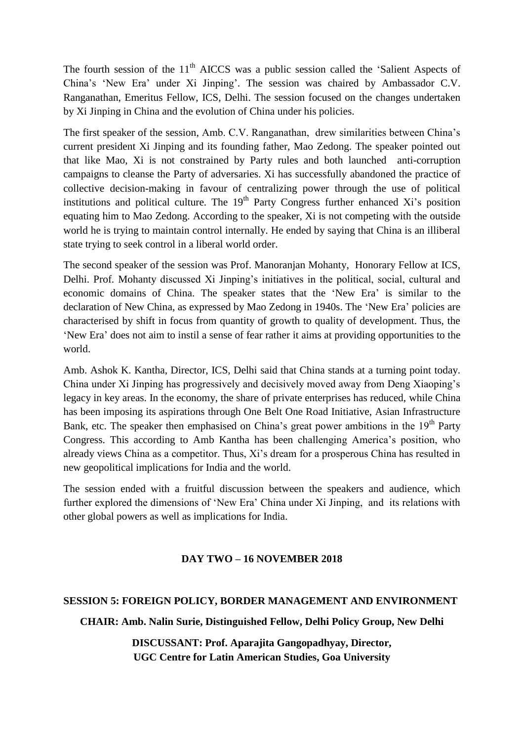The fourth session of the 11th AICCS was a public session called the 'Salient Aspects of China's 'New Era' under Xi Jinping'. The session was chaired by Ambassador C.V. Ranganathan, Emeritus Fellow, ICS, Delhi. The session focused on the changes undertaken by Xi Jinping in China and the evolution of China under his policies.

The first speaker of the session, Amb. C.V. Ranganathan, drew similarities between China's current president Xi Jinping and its founding father, Mao Zedong. The speaker pointed out that like Mao, Xi is not constrained by Party rules and both launched anti-corruption campaigns to cleanse the Party of adversaries. Xi has successfully abandoned the practice of collective decision-making in favour of centralizing power through the use of political institutions and political culture. The 19th Party Congress further enhanced Xi's position equating him to Mao Zedong. According to the speaker, Xi is not competing with the outside world he is trying to maintain control internally. He ended by saying that China is an illiberal state trying to seek control in a liberal world order.

The second speaker of the session was Prof. Manoranjan Mohanty, Honorary Fellow at ICS, Delhi. Prof. Mohanty discussed Xi Jinping's initiatives in the political, social, cultural and economic domains of China. The speaker states that the 'New Era' is similar to the declaration of New China, as expressed by Mao Zedong in 1940s. The 'New Era' policies are characterised by shift in focus from quantity of growth to quality of development. Thus, the 'New Era' does not aim to instil a sense of fear rather it aims at providing opportunities to the world.

Amb. Ashok K. Kantha, Director, ICS, Delhi said that China stands at a turning point today. China under Xi Jinping has progressively and decisively moved away from Deng Xiaoping's legacy in key areas. In the economy, the share of private enterprises has reduced, while China has been imposing its aspirations through One Belt One Road Initiative, Asian Infrastructure Bank, etc. The speaker then emphasised on China's great power ambitions in the 19th Party Congress. This according to Amb Kantha has been challenging America's position, who already views China as a competitor. Thus, Xi's dream for a prosperous China has resulted in new geopolitical implications for India and the world.

The session ended with a fruitful discussion between the speakers and audience, which further explored the dimensions of 'New Era' China under Xi Jinping, and its relations with other global powers as well as implications for India.

## DAY TWO – 16 NOVEMBER 2018

### SESSION 5: FOREIGN POLICY, BORDER MANAGEMENT AND ENVIRONMENT

**CHAIR: Amb. Nalin Surie, Distinguished Fellow, Delhi Policy Group, New Delhi**

**DISCUSSANT: Prof. Aparajita Gangopadhyay, Director, UGC Centre for Latin American Studies, Goa University**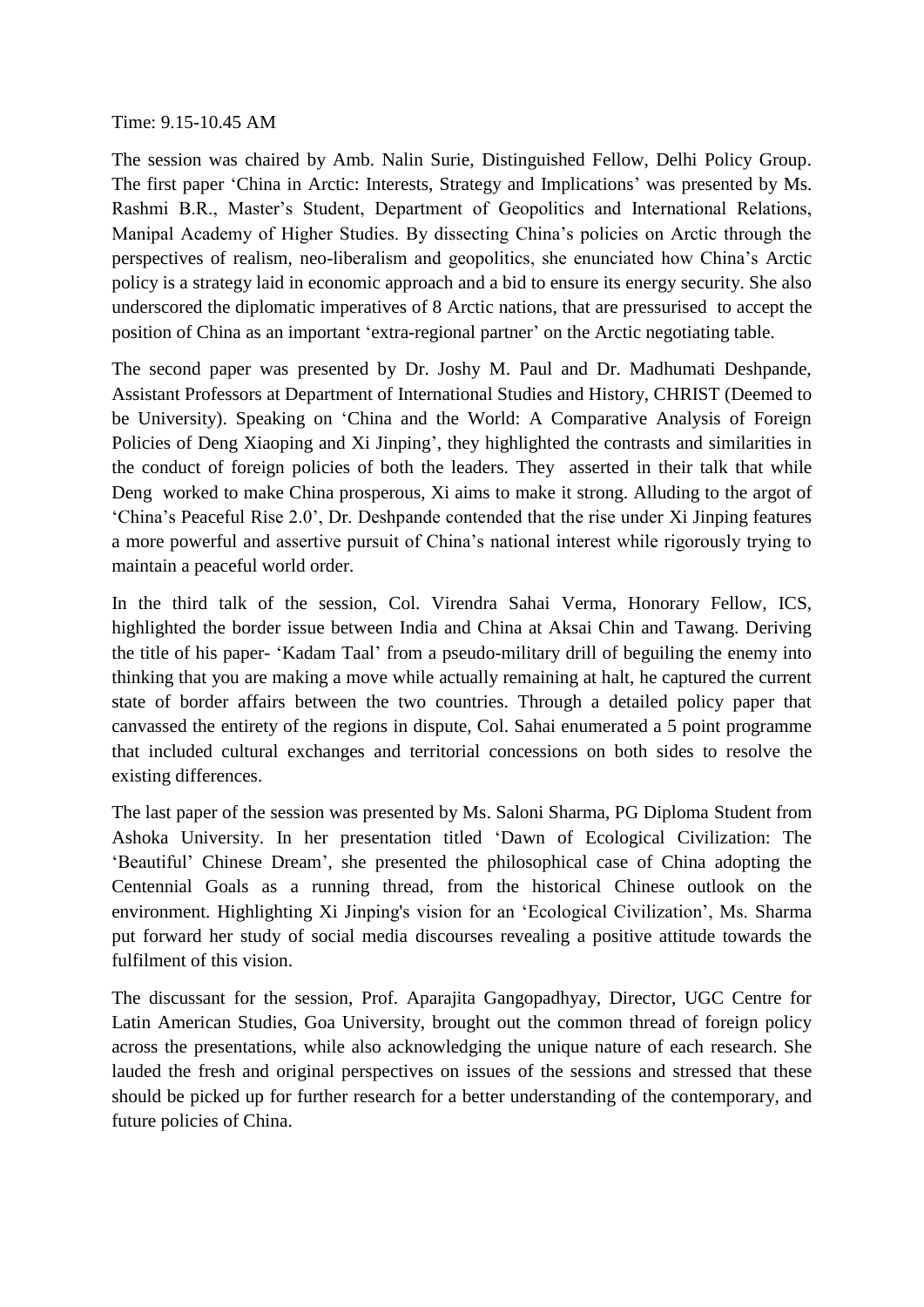Time: 9.15-10.45 AM

The session was chaired by Amb. Nalin Surie, Distinguished Fellow, Delhi Policy Group. The first paper 'China in Arctic: Interests, Strategy and Implications' was presented by Ms. Rashmi B.R., Master's Student, Department of Geopolitics and International Relations, Manipal Academy of Higher Studies. By dissecting China's policies on Arctic through the perspectives of realism, neo-liberalism and geopolitics, she enunciated how China's Arctic policy is a strategy laid in economic approach and a bid to ensure its energy security. She also underscored the diplomatic imperatives of 8 Arctic nations, that are pressurised to accept the position of China as an important 'extra-regional partner' on the Arctic negotiating table.

The second paper was presented by Dr. Joshy M. Paul and Dr. Madhumati Deshpande, Assistant Professors at Department of International Studies and History, CHRIST (Deemed to be University). Speaking on 'China and the World: A Comparative Analysis of Foreign Policies of Deng Xiaoping and Xi Jinping', they highlighted the contrasts and similarities in the conduct of foreign policies of both the leaders. They asserted in their talk that while Deng worked to make China prosperous, Xi aims to make it strong. Alluding to the argot of 'China's Peaceful Rise 2.0', Dr. Deshpande contended that the rise under Xi Jinping features a more powerful and assertive pursuit of China's national interest while rigorously trying to maintain a peaceful world order.

In the third talk of the session, Col. Virendra Sahai Verma, Honorary Fellow, ICS, highlighted the border issue between India and China at Aksai Chin and Tawang. Deriving the title of his paper- 'Kadam Taal' from a pseudo-military drill of beguiling the enemy into thinking that you are making a move while actually remaining at halt, he captured the current state of border affairs between the two countries. Through a detailed policy paper that canvassed the entirety of the regions in dispute, Col. Sahai enumerated a 5 point programme that included cultural exchanges and territorial concessions on both sides to resolve the existing differences.

The last paper of the session was presented by Ms. Saloni Sharma, PG Diploma Student from Ashoka University. In her presentation titled 'Dawn of Ecological Civilization: The 'Beautiful' Chinese Dream', she presented the philosophical case of China adopting the Centennial Goals as a running thread, from the historical Chinese outlook on the environment. Highlighting Xi Jinping's vision for an 'Ecological Civilization', Ms. Sharma put forward her study of social media discourses revealing a positive attitude towards the fulfilment of this vision.

The discussant for the session, Prof. Aparajita Gangopadhyay, Director, UGC Centre for Latin American Studies, Goa University, brought out the common thread of foreign policy across the presentations, while also acknowledging the unique nature of each research. She lauded the fresh and original perspectives on issues of the sessions and stressed that these should be picked up for further research for a better understanding of the contemporary, and future policies of China.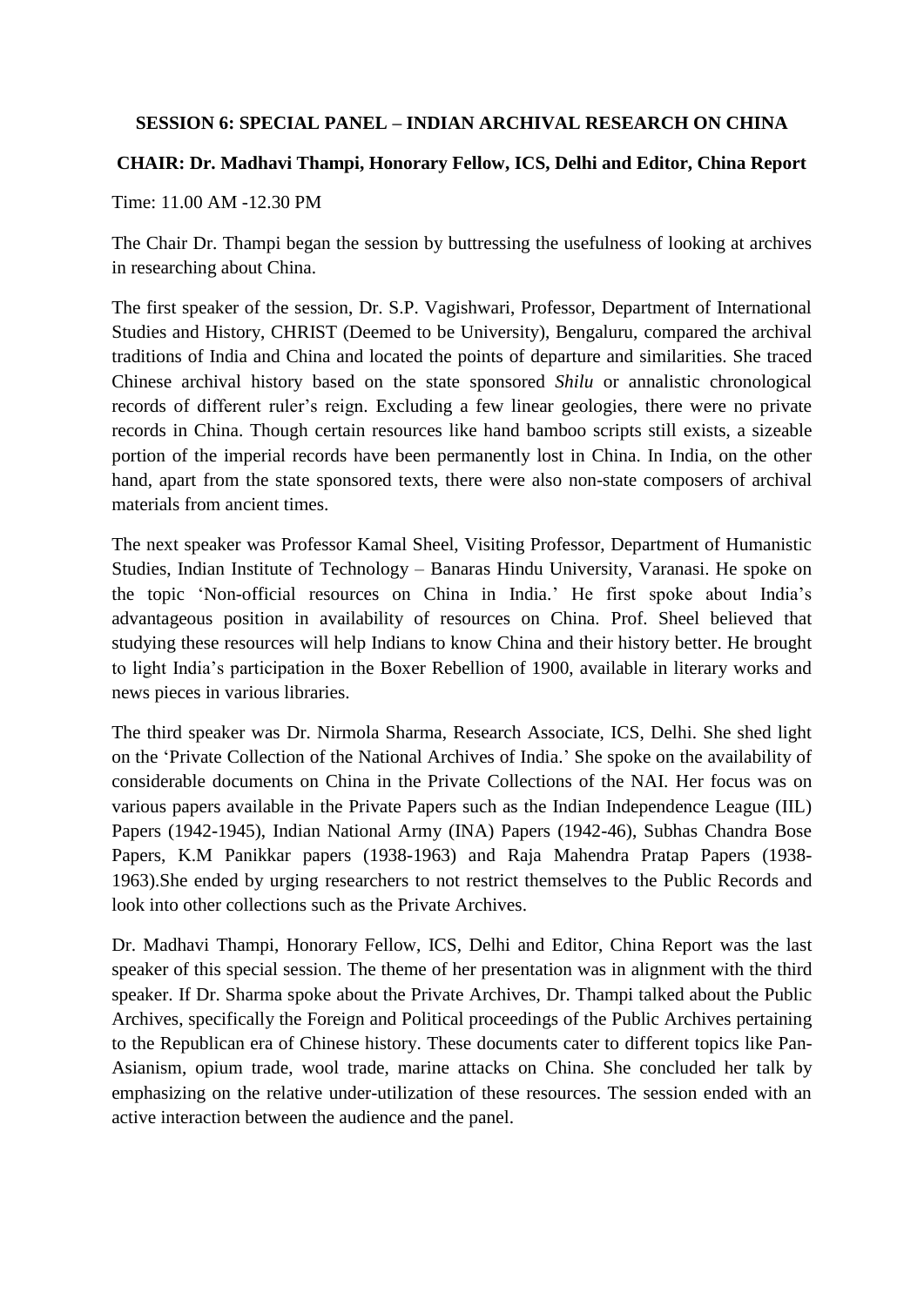**SESSION 6: SPECIAL PANEL – INDIAN ARCHIVAL RESEARCH ON CHINA**

**CHAIR: Dr. Madhavi Thampi, Honorary Fellow, ICS, Delhi and Editor, China Report**

Time: 11.00 AM -12.30 PM

The Chair Dr. Thampi began the session by buttressing the usefulness of looking at archives in researching about China.

The first speaker of the session, Dr. S.P. Vagishwari, Professor, Department of International Studies and History, CHRIST (Deemed to be University), Bengaluru, compared the archival traditions of India and China and located the points of departure and similarities. She traced Chinese archival history based on the state sponsored *Shilu* or annalistic chronological records of different ruler's reign. Excluding a few linear geologies, there were no private records in China. Though certain resources like hand bamboo scripts still exists, a sizeable portion of the imperial records have been permanently lost in China. In India, on the other hand, apart from the state sponsored texts, there were also non-state composers of archival materials from ancient times.

The next speaker was Professor Kamal Sheel, Visiting Professor, Department of Humanistic Studies, Indian Institute of Technology – Banaras Hindu University, Varanasi. He spoke on the topic 'Non-official resources on China in India.' He first spoke about India's advantageous position in availability of resources on China. Prof. Sheel believed that studying these resources will help Indians to know China and their history better. He brought to light India's participation in the Boxer Rebellion of 1900, available in literary works and news pieces in various libraries.

The third speaker was Dr. Nirmola Sharma, Research Associate, ICS, Delhi. She shed light on the 'Private Collection of the National Archives of India.' She spoke on the availability of considerable documents on China in the Private Collections of the NAI. Her focus was on various papers available in the Private Papers such as the Indian Independence League (IIL) Papers (1942-1945), Indian National Army (INA) Papers (1942-46), Subhas Chandra Bose Papers, K.M Panikkar papers (1938-1963) and Raja Mahendra Pratap Papers (1938-1963).She ended by urging researchers to not restrict themselves to the Public Records and look into other collections such as the Private Archives.

Dr. Madhavi Thampi, Honorary Fellow, ICS, Delhi and Editor, China Report was the last speaker of this special session. The theme of her presentation was in alignment with the third speaker. If Dr. Sharma spoke about the Private Archives, Dr. Thampi talked about the Public Archives, specifically the Foreign and Political proceedings of the Public Archives pertaining to the Republican era of Chinese history. These documents cater to different topics like Pan-Asianism, opium trade, wool trade, marine attacks on China. She concluded her talk by emphasizing on the relative under-utilization of these resources. The session ended with an active interaction between the audience and the panel.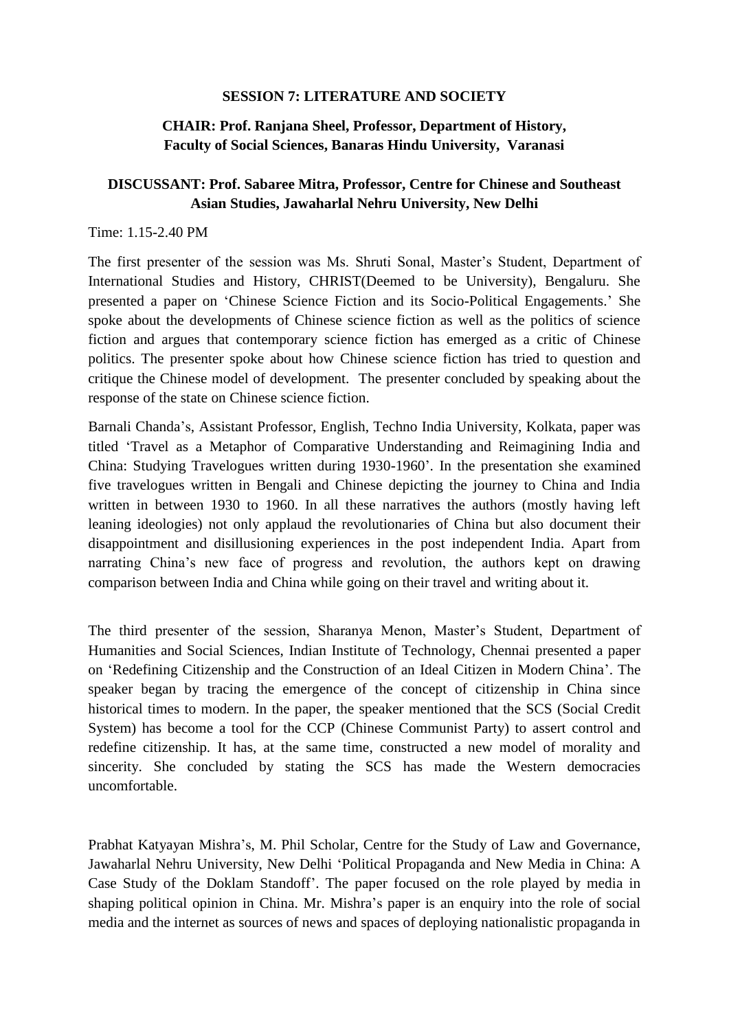**SESSION 7: LITERATURE AND SOCIETY**

**CHAIR: Prof. Ranjana Sheel, Professor, Department of History, Faculty of Social Sciences, Banaras Hindu University, Varanasi**

**DISCUSSANT: Prof. Sabaree Mitra, Professor, Centre for Chinese and Southeast Asian Studies, Jawaharlal Nehru University, New Delhi**

Time: 1.15-2.40 PM

The first presenter of the session was Ms. Shruti Sonal, Master's Student, Department of International Studies and History, CHRIST(Deemed to be University), Bengaluru. She presented a paper on 'Chinese Science Fiction and its Socio-Political Engagements.' She spoke about the developments of Chinese science fiction as well as the politics of science fiction and argues that contemporary science fiction has emerged as a critic of Chinese politics. The presenter spoke about how Chinese science fiction has tried to question and critique the Chinese model of development. The presenter concluded by speaking about the response of the state on Chinese science fiction.

Barnali Chanda's, Assistant Professor, English, Techno India University, Kolkata, paper was titled 'Travel as a Metaphor of Comparative Understanding and Reimagining India and China: Studying Travelogues written during 1930-1960'. In the presentation she examined five travelogues written in Bengali and Chinese depicting the journey to China and India written in between 1930 to 1960. In all these narratives the authors (mostly having left leaning ideologies) not only applaud the revolutionaries of China but also document their disappointment and disillusioning experiences in the post independent India. Apart from narrating China's new face of progress and revolution, the authors kept on drawing comparison between India and China while going on their travel and writing about it.

The third presenter of the session, Sharanya Menon, Master's Student, Department of Humanities and Social Sciences, Indian Institute of Technology, Chennai presented a paper on 'Redefining Citizenship and the Construction of an Ideal Citizen in Modern China'. The speaker began by tracing the emergence of the concept of citizenship in China since historical times to modern. In the paper, the speaker mentioned that the SCS (Social Credit System) has become a tool for the CCP (Chinese Communist Party) to assert control and redefine citizenship. It has, at the same time, constructed a new model of morality and sincerity. She concluded by stating the SCS has made the Western democracies uncomfortable.

Prabhat Katyayan Mishra's, M. Phil Scholar, Centre for the Study of Law and Governance, Jawaharlal Nehru University, New Delhi 'Political Propaganda and New Media in China: A Case Study of the Doklam Standoff'. The paper focused on the role played by media in shaping political opinion in China. Mr. Mishra's paper is an enquiry into the role of social media and the internet as sources of news and spaces of deploying nationalistic propaganda in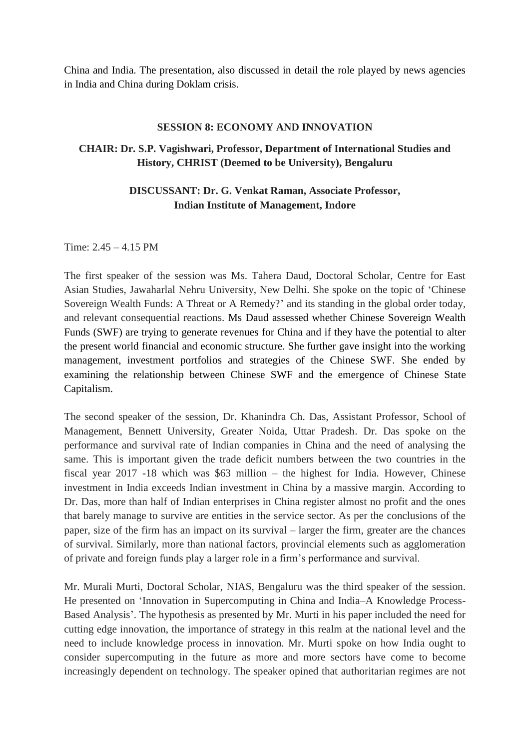China and India. The presentation, also discussed in detail the role played by news agencies in India and China during Doklam crisis.

## SESSION 8: ECONOMY AND INNOVATION

**CHAIR: Dr. S.P. Vagishwari, Professor, Department of International Studies and History, CHRIST (Deemed to be University), Bengaluru**

**DISCUSSANT: Dr. G. Venkat Raman, Associate Professor, Indian Institute of Management, Indore**

Time: 2.45 – 4.15 PM

The first speaker of the session was Ms. Tahera Daud, Doctoral Scholar, Centre for East Asian Studies, Jawaharlal Nehru University, New Delhi. She spoke on the topic of 'Chinese Sovereign Wealth Funds: A Threat or A Remedy?' and its standing in the global order today, and relevant consequential reactions. Ms Daud assessed whether Chinese Sovereign Wealth Funds (SWF) are trying to generate revenues for China and if they have the potential to alter the present world financial and economic structure. She further gave insight into the working management, investment portfolios and strategies of the Chinese SWF. She ended by examining the relationship between Chinese SWF and the emergence of Chinese State Capitalism.

The second speaker of the session, Dr. Khanindra Ch. Das, Assistant Professor, School of Management, Bennett University, Greater Noida, Uttar Pradesh. Dr. Das spoke on the performance and survival rate of Indian companies in China and the need of analysing the same. This is important given the trade deficit numbers between the two countries in the fiscal year 2017 -18 which was $63 million – the highest for India. However, Chinese investment in India exceeds Indian investment in China by a massive margin. According to Dr. Das, more than half of Indian enterprises in China register almost no profit and the ones that barely manage to survive are entities in the service sector. As per the conclusions of the paper, size of the firm has an impact on its survival – larger the firm, greater are the chances of survival. Similarly, more than national factors, provincial elements such as agglomeration of private and foreign funds play a larger role in a firm's performance and survival.

Mr. Murali Murti, Doctoral Scholar, NIAS, Bengaluru was the third speaker of the session. He presented on 'Innovation in Supercomputing in China and India–A Knowledge Process-Based Analysis'. The hypothesis as presented by Mr. Murti in his paper included the need for cutting edge innovation, the importance of strategy in this realm at the national level and the need to include knowledge process in innovation. Mr. Murti spoke on how India ought to consider supercomputing in the future as more and more sectors have come to become increasingly dependent on technology. The speaker opined that authoritarian regimes are not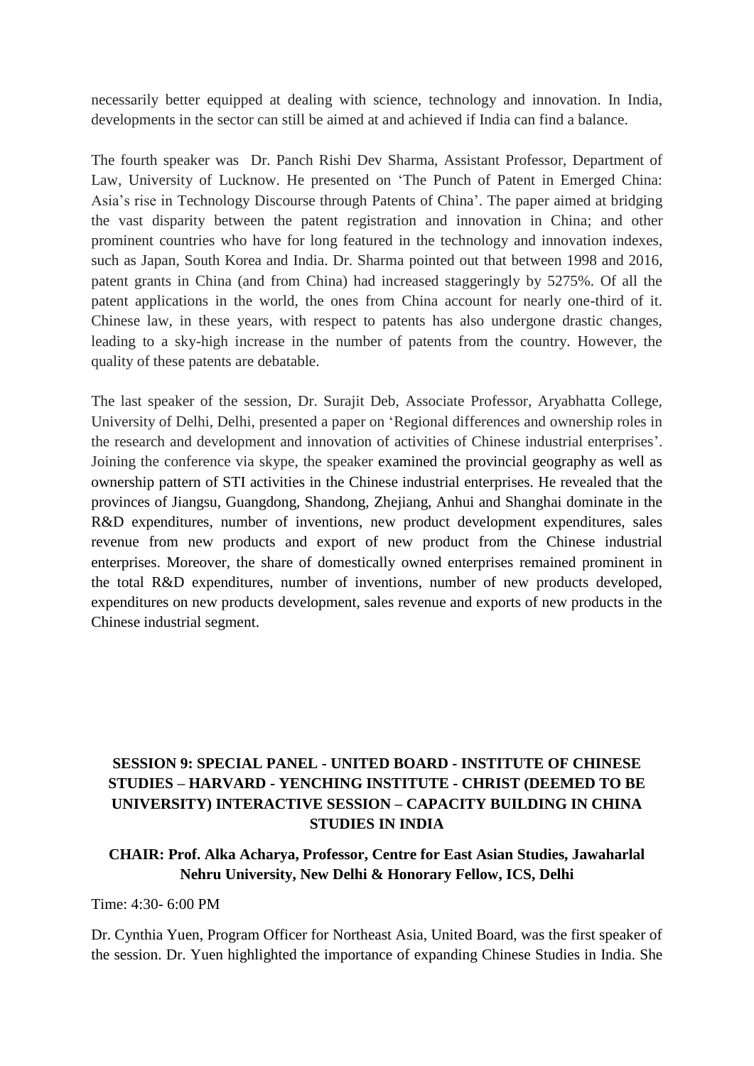necessarily better equipped at dealing with science, technology and innovation. In India, developments in the sector can still be aimed at and achieved if India can find a balance.

The fourth speaker was Dr. Panch Rishi Dev Sharma, Assistant Professor, Department of Law, University of Lucknow. He presented on 'The Punch of Patent in Emerged China: Asia's rise in Technology Discourse through Patents of China'. The paper aimed at bridging the vast disparity between the patent registration and innovation in China; and other prominent countries who have for long featured in the technology and innovation indexes, such as Japan, South Korea and India. Dr. Sharma pointed out that between 1998 and 2016, patent grants in China (and from China) had increased staggeringly by 5275%. Of all the patent applications in the world, the ones from China account for nearly one-third of it. Chinese law, in these years, with respect to patents has also undergone drastic changes, leading to a sky-high increase in the number of patents from the country. However, the quality of these patents are debatable.

The last speaker of the session, Dr. Surajit Deb, Associate Professor, Aryabhatta College, University of Delhi, Delhi, presented a paper on 'Regional differences and ownership roles in the research and development and innovation of activities of Chinese industrial enterprises'. Joining the conference via skype, the speaker examined the provincial geography as well as ownership pattern of STI activities in the Chinese industrial enterprises. He revealed that the provinces of Jiangsu, Guangdong, Shandong, Zhejiang, Anhui and Shanghai dominate in the R&D expenditures, number of inventions, new product development expenditures, sales revenue from new products and export of new product from the Chinese industrial enterprises. Moreover, the share of domestically owned enterprises remained prominent in the total R&D expenditures, number of inventions, number of new products developed, expenditures on new products development, sales revenue and exports of new products in the Chinese industrial segment.

## SESSION 9: SPECIAL PANEL - UNITED BOARD - INSTITUTE OF CHINESE STUDIES – HARVARD - YENCHING INSTITUTE - CHRIST (DEEMED TO BE UNIVERSITY) INTERACTIVE SESSION – CAPACITY BUILDING IN CHINA STUDIES IN INDIA

**CHAIR: Prof. Alka Acharya, Professor, Centre for East Asian Studies, Jawaharlal Nehru University, New Delhi & Honorary Fellow, ICS, Delhi**

Time: 4:30- 6:00 PM

Dr. Cynthia Yuen, Program Officer for Northeast Asia, United Board, was the first speaker of the session. Dr. Yuen highlighted the importance of expanding Chinese Studies in India. She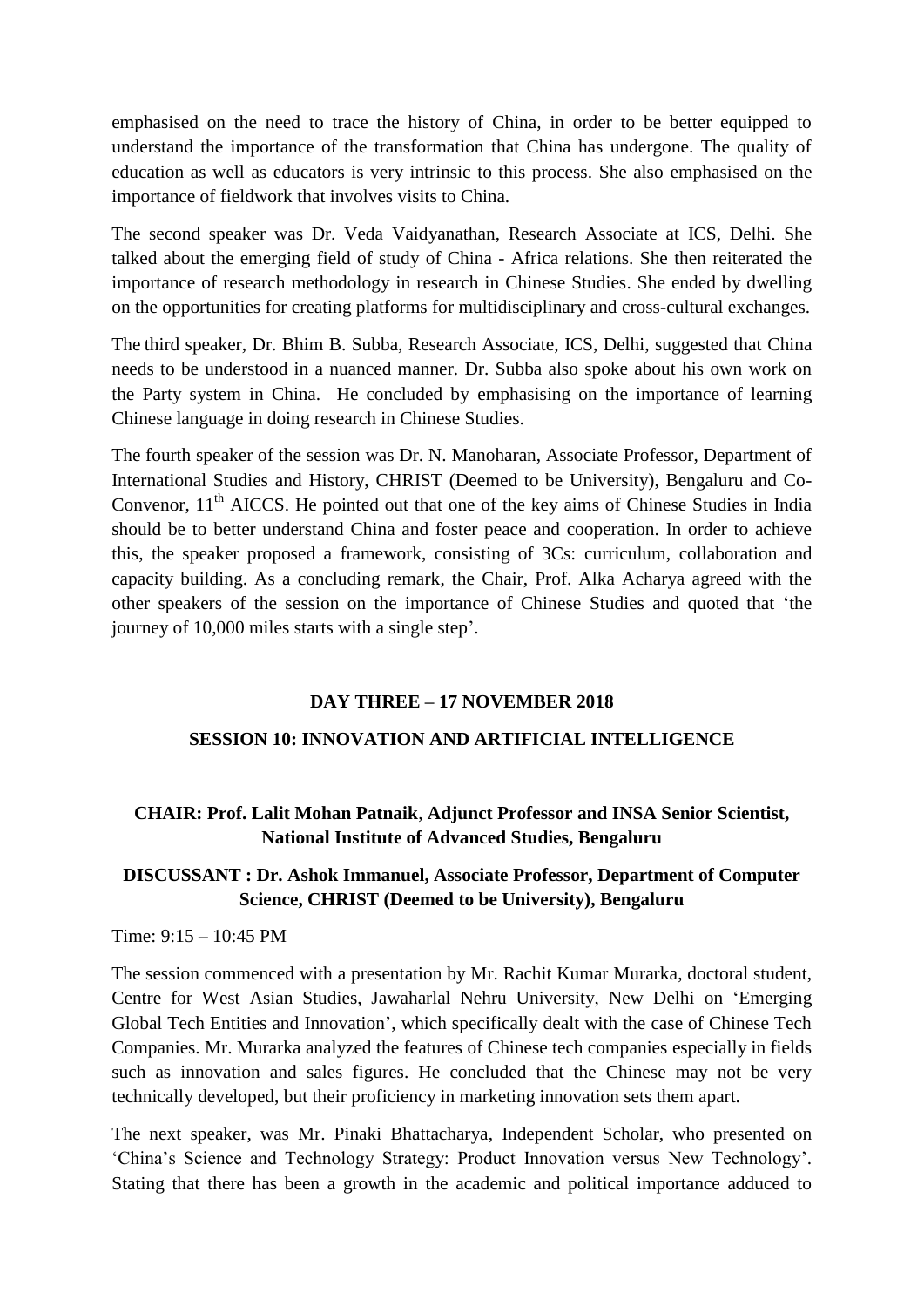emphasised on the need to trace the history of China, in order to be better equipped to understand the importance of the transformation that China has undergone. The quality of education as well as educators is very intrinsic to this process. She also emphasised on the importance of fieldwork that involves visits to China.

The second speaker was Dr. Veda Vaidyanathan, Research Associate at ICS, Delhi. She talked about the emerging field of study of China - Africa relations. She then reiterated the importance of research methodology in research in Chinese Studies. She ended by dwelling on the opportunities for creating platforms for multidisciplinary and cross-cultural exchanges.

The third speaker, Dr. Bhim B. Subba, Research Associate, ICS, Delhi, suggested that China needs to be understood in a nuanced manner. Dr. Subba also spoke about his own work on the Party system in China. He concluded by emphasising on the importance of learning Chinese language in doing research in Chinese Studies.

The fourth speaker of the session was Dr. N. Manoharan, Associate Professor, Department of International Studies and History, CHRIST (Deemed to be University), Bengaluru and Co-Convenor, 11th AICCS. He pointed out that one of the key aims of Chinese Studies in India should be to better understand China and foster peace and cooperation. In order to achieve this, the speaker proposed a framework, consisting of 3Cs: curriculum, collaboration and capacity building. As a concluding remark, the Chair, Prof. Alka Acharya agreed with the other speakers of the session on the importance of Chinese Studies and quoted that 'the journey of 10,000 miles starts with a single step'.

## DAY THREE – 17 NOVEMBER 2018

## SESSION 10: INNOVATION AND ARTIFICIAL INTELLIGENCE

**CHAIR: Prof. Lalit Mohan Patnaik, Adjunct Professor and INSA Senior Scientist, National Institute of Advanced Studies, Bengaluru**

**DISCUSSANT : Dr. Ashok Immanuel, Associate Professor, Department of Computer Science, CHRIST (Deemed to be University), Bengaluru**

Time: 9:15 – 10:45 PM

The session commenced with a presentation by Mr. Rachit Kumar Murarka, doctoral student, Centre for West Asian Studies, Jawaharlal Nehru University, New Delhi on 'Emerging Global Tech Entities and Innovation', which specifically dealt with the case of Chinese Tech Companies. Mr. Murarka analyzed the features of Chinese tech companies especially in fields such as innovation and sales figures. He concluded that the Chinese may not be very technically developed, but their proficiency in marketing innovation sets them apart.

The next speaker, was Mr. Pinaki Bhattacharya, Independent Scholar, who presented on 'China's Science and Technology Strategy: Product Innovation versus New Technology'. Stating that there has been a growth in the academic and political importance adduced to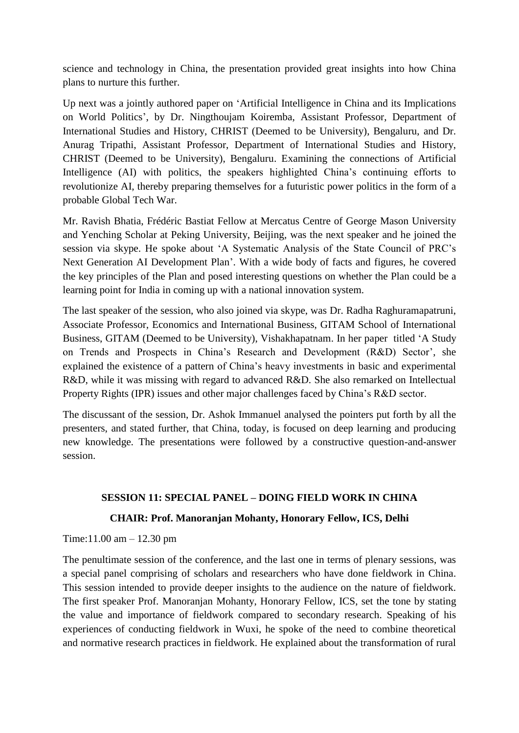science and technology in China, the presentation provided great insights into how China plans to nurture this further.

Up next was a jointly authored paper on 'Artificial Intelligence in China and its Implications on World Politics', by Dr. Ningthoujam Koiremba, Assistant Professor, Department of International Studies and History, CHRIST (Deemed to be University), Bengaluru, and Dr. Anurag Tripathi, Assistant Professor, Department of International Studies and History, CHRIST (Deemed to be University), Bengaluru. Examining the connections of Artificial Intelligence (AI) with politics, the speakers highlighted China's continuing efforts to revolutionize AI, thereby preparing themselves for a futuristic power politics in the form of a probable Global Tech War.

Mr. Ravish Bhatia, Frédéric Bastiat Fellow at Mercatus Centre of George Mason University and Yenching Scholar at Peking University, Beijing, was the next speaker and he joined the session via skype. He spoke about 'A Systematic Analysis of the State Council of PRC's Next Generation AI Development Plan'. With a wide body of facts and figures, he covered the key principles of the Plan and posed interesting questions on whether the Plan could be a learning point for India in coming up with a national innovation system.

The last speaker of the session, who also joined via skype, was Dr. Radha Raghuramapatruni, Associate Professor, Economics and International Business, GITAM School of International Business, GITAM (Deemed to be University), Vishakhapatnam. In her paper titled 'A Study on Trends and Prospects in China's Research and Development (R&D) Sector', she explained the existence of a pattern of China's heavy investments in basic and experimental R&D, while it was missing with regard to advanced R&D. She also remarked on Intellectual Property Rights (IPR) issues and other major challenges faced by China's R&D sector.

The discussant of the session, Dr. Ashok Immanuel analysed the pointers put forth by all the presenters, and stated further, that China, today, is focused on deep learning and producing new knowledge. The presentations were followed by a constructive question-and-answer session.

## SESSION 11: SPECIAL PANEL – DOING FIELD WORK IN CHINA

### CHAIR: Prof. Manoranjan Mohanty, Honorary Fellow, ICS, Delhi

Time:11.00 am – 12.30 pm

The penultimate session of the conference, and the last one in terms of plenary sessions, was a special panel comprising of scholars and researchers who have done fieldwork in China. This session intended to provide deeper insights to the audience on the nature of fieldwork. The first speaker Prof. Manoranjan Mohanty, Honorary Fellow, ICS, set the tone by stating the value and importance of fieldwork compared to secondary research. Speaking of his experiences of conducting fieldwork in Wuxi, he spoke of the need to combine theoretical and normative research practices in fieldwork. He explained about the transformation of rural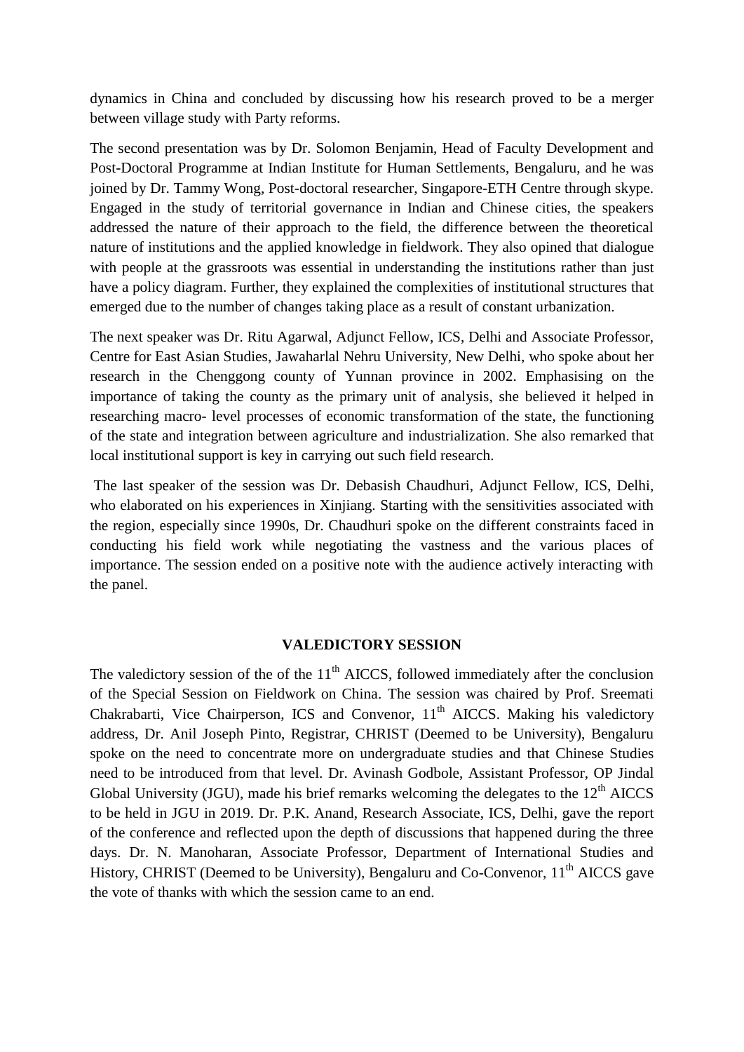dynamics in China and concluded by discussing how his research proved to be a merger between village study with Party reforms.

The second presentation was by Dr. Solomon Benjamin, Head of Faculty Development and Post-Doctoral Programme at Indian Institute for Human Settlements, Bengaluru, and he was joined by Dr. Tammy Wong, Post-doctoral researcher, Singapore-ETH Centre through skype. Engaged in the study of territorial governance in Indian and Chinese cities, the speakers addressed the nature of their approach to the field, the difference between the theoretical nature of institutions and the applied knowledge in fieldwork. They also opined that dialogue with people at the grassroots was essential in understanding the institutions rather than just have a policy diagram. Further, they explained the complexities of institutional structures that emerged due to the number of changes taking place as a result of constant urbanization.

The next speaker was Dr. Ritu Agarwal, Adjunct Fellow, ICS, Delhi and Associate Professor, Centre for East Asian Studies, Jawaharlal Nehru University, New Delhi, who spoke about her research in the Chenggong county of Yunnan province in 2002. Emphasising on the importance of taking the county as the primary unit of analysis, she believed it helped in researching macro- level processes of economic transformation of the state, the functioning of the state and integration between agriculture and industrialization. She also remarked that local institutional support is key in carrying out such field research.

The last speaker of the session was Dr. Debasish Chaudhuri, Adjunct Fellow, ICS, Delhi, who elaborated on his experiences in Xinjiang. Starting with the sensitivities associated with the region, especially since 1990s, Dr. Chaudhuri spoke on the different constraints faced in conducting his field work while negotiating the vastness and the various places of importance. The session ended on a positive note with the audience actively interacting with the panel.

## VALEDICTORY SESSION

The valedictory session of the of the 11th AICCS, followed immediately after the conclusion of the Special Session on Fieldwork on China. The session was chaired by Prof. Sreemati Chakrabarti, Vice Chairperson, ICS and Convenor, 11th AICCS. Making his valedictory address, Dr. Anil Joseph Pinto, Registrar, CHRIST (Deemed to be University), Bengaluru spoke on the need to concentrate more on undergraduate studies and that Chinese Studies need to be introduced from that level. Dr. Avinash Godbole, Assistant Professor, OP Jindal Global University (JGU), made his brief remarks welcoming the delegates to the 12th AICCS to be held in JGU in 2019. Dr. P.K. Anand, Research Associate, ICS, Delhi, gave the report of the conference and reflected upon the depth of discussions that happened during the three days. Dr. N. Manoharan, Associate Professor, Department of International Studies and History, CHRIST (Deemed to be University), Bengaluru and Co-Convenor, 11th AICCS gave the vote of thanks with which the session came to an end.